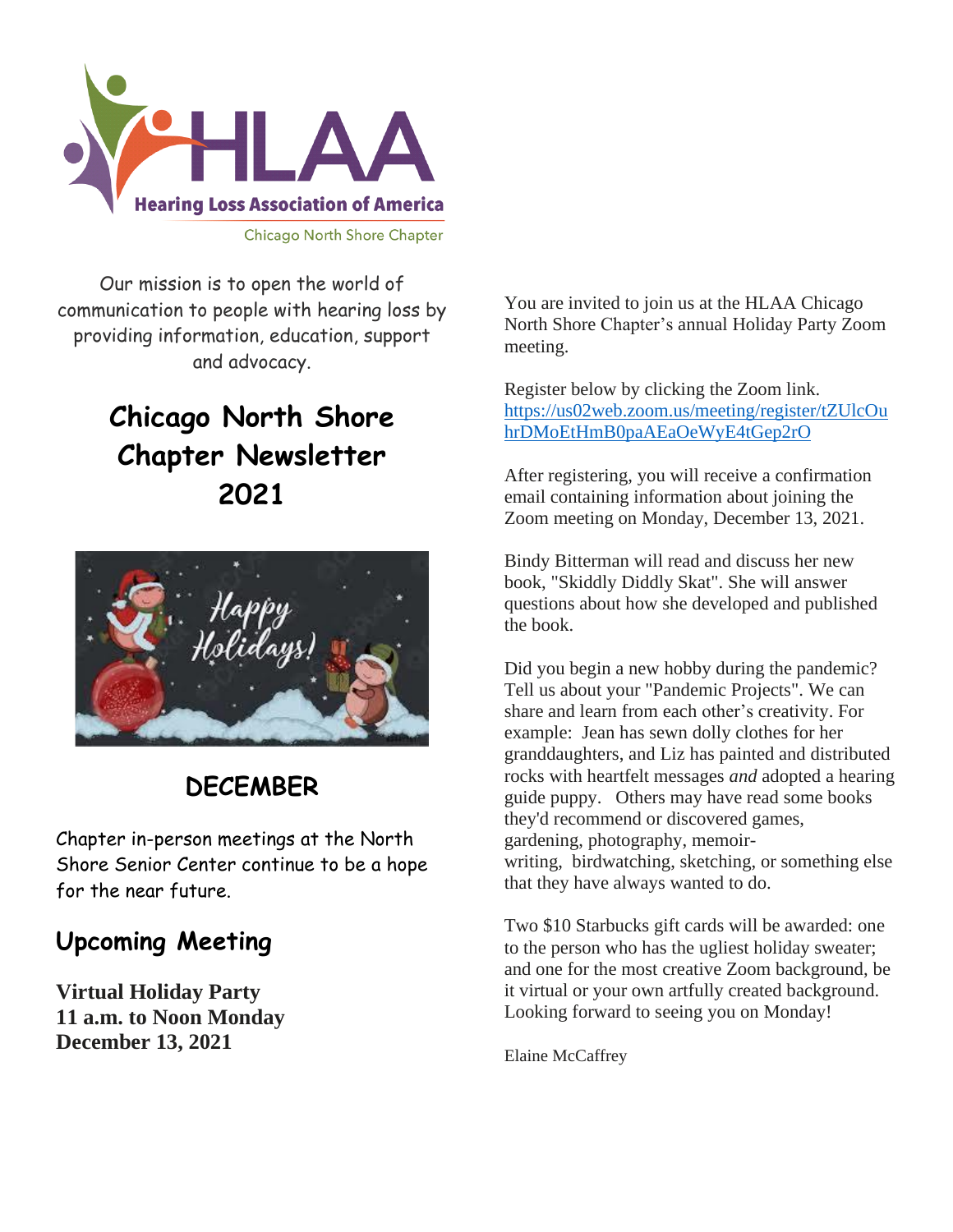Hearing Loss Association of America

Chicago North Shore Chapter

Our mission is to open the world of communication to people with hearing loss by providing information, education, support and advocacy.

# Chicago North Shore Chapter Newsletter 2021

## DECEMBER

Chapter in-person meetings at the North Shore Senior Center continue to be a hope for the near future.

## Upcoming Meeting

**Virtual Holiday Party**
**11 a.m. to Noon Monday**
**December 13, 2021**

You are invited to join us at the HLAA Chicago North Shore Chapter's annual Holiday Party Zoom meeting.

Register below by clicking the Zoom link.
https://us02web.zoom.us/meeting/register/tZUlcOuhrDMoEtHmB0paAEaOeWyE4tGep2rO

After registering, you will receive a confirmation email containing information about joining the Zoom meeting on Monday, December 13, 2021.

Bindy Bitterman will read and discuss her new book, "Skiddly Diddly Skat". She will answer questions about how she developed and published the book.

Did you begin a new hobby during the pandemic? Tell us about your "Pandemic Projects". We can share and learn from each other's creativity. For example: Jean has sewn dolly clothes for her granddaughters, and Liz has painted and distributed rocks with heartfelt messages *and* adopted a hearing guide puppy. Others may have read some books they'd recommend or discovered games, gardening, photography, memoir-writing, birdwatching, sketching, or something else that they have always wanted to do.

Two $10 Starbucks gift cards will be awarded: one to the person who has the ugliest holiday sweater; and one for the most creative Zoom background, be it virtual or your own artfully created background. Looking forward to seeing you on Monday!

Elaine McCaffrey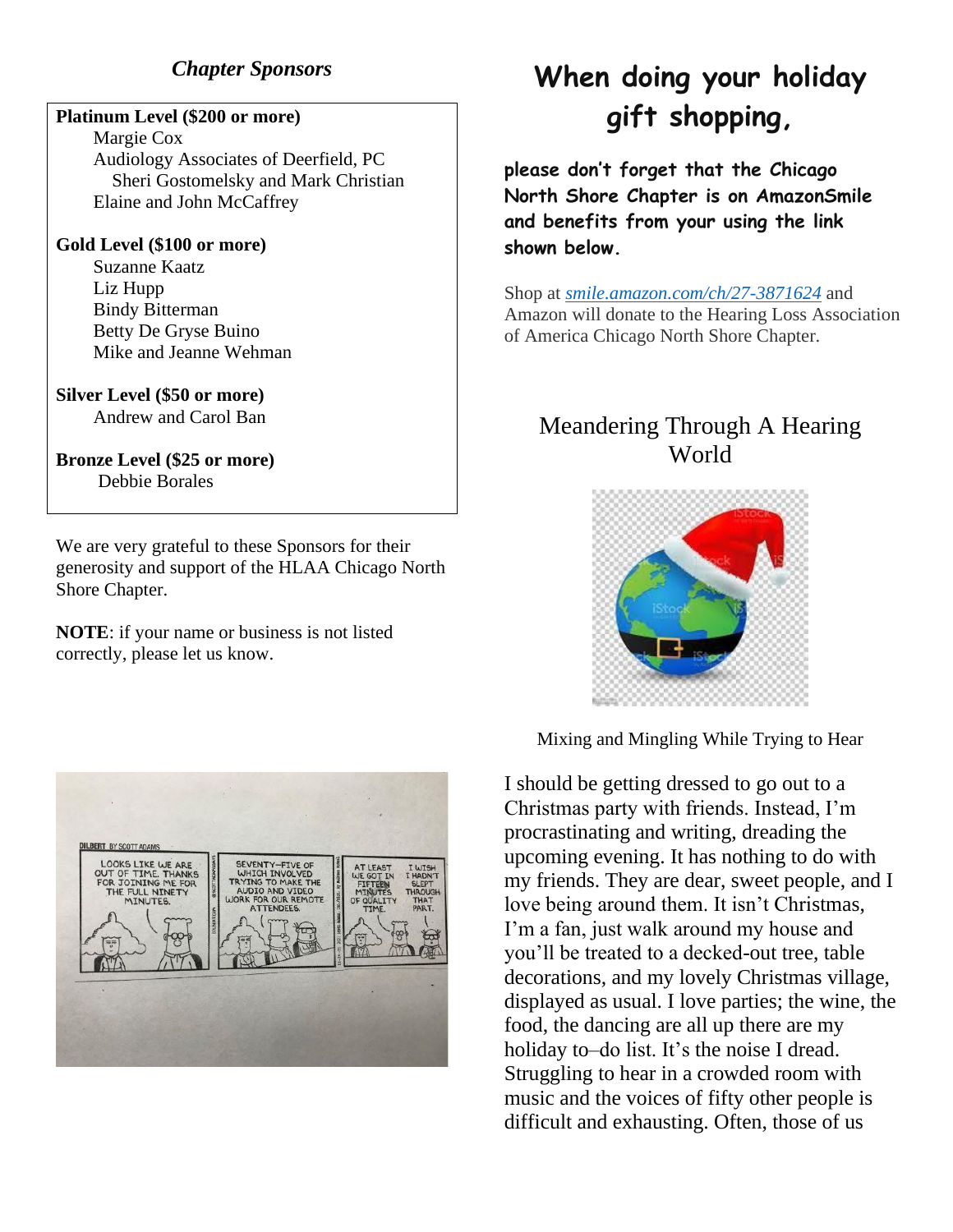## *Chapter Sponsors*

**Platinum Level ($200 or more)**
Margie Cox
Audiology Associates of Deerfield, PC
Sheri Gostomelsky and Mark Christian
Elaine and John McCaffrey

**Gold Level ($100 or more)**
Suzanne Kaatz
Liz Hupp
Bindy Bitterman
Betty De Gryse Buino
Mike and Jeanne Wehman

**Silver Level ($50 or more)**
Andrew and Carol Ban

**Bronze Level ($25 or more)**
Debbie Borales

We are very grateful to these Sponsors for their generosity and support of the HLAA Chicago North Shore Chapter.

**NOTE**: if your name or business is not listed correctly, please let us know.

# When doing your holiday gift shopping,

**please don't forget that the Chicago North Shore Chapter is on AmazonSmile and benefits from your using the link shown below.**

Shop at *smile.amazon.com/ch/27-3871624* and Amazon will donate to the Hearing Loss Association of America Chicago North Shore Chapter.

## Meandering Through A Hearing World

Mixing and Mingling While Trying to Hear

I should be getting dressed to go out to a Christmas party with friends. Instead, I'm procrastinating and writing, dreading the upcoming evening. It has nothing to do with my friends. They are dear, sweet people, and I love being around them. It isn't Christmas, I'm a fan, just walk around my house and you'll be treated to a decked-out tree, table decorations, and my lovely Christmas village, displayed as usual. I love parties; the wine, the food, the dancing are all up there are my holiday to–do list. It's the noise I dread. Struggling to hear in a crowded room with music and the voices of fifty other people is difficult and exhausting. Often, those of us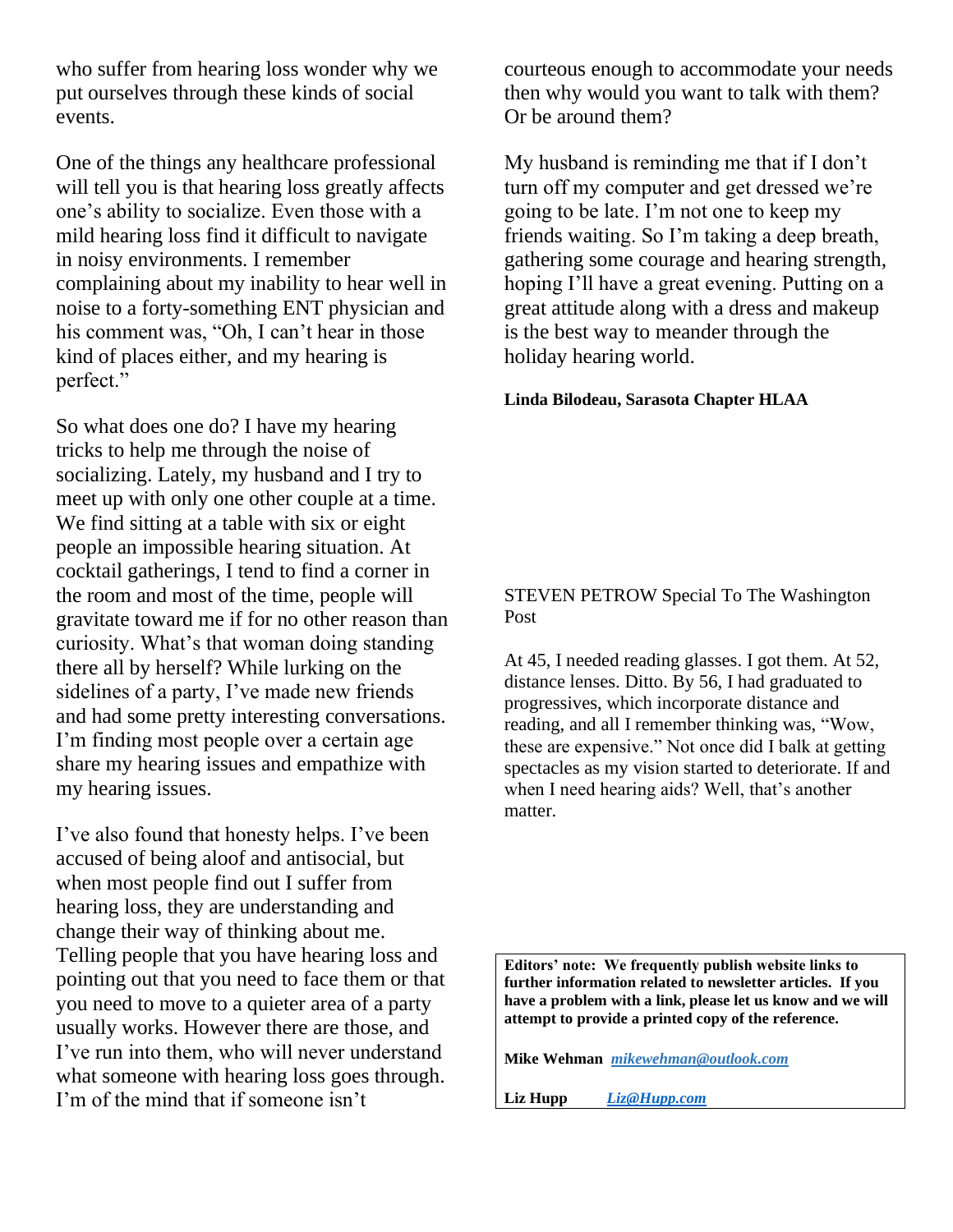who suffer from hearing loss wonder why we put ourselves through these kinds of social events.

One of the things any healthcare professional will tell you is that hearing loss greatly affects one's ability to socialize. Even those with a mild hearing loss find it difficult to navigate in noisy environments. I remember complaining about my inability to hear well in noise to a forty-something ENT physician and his comment was, "Oh, I can't hear in those kind of places either, and my hearing is perfect."

So what does one do? I have my hearing tricks to help me through the noise of socializing. Lately, my husband and I try to meet up with only one other couple at a time. We find sitting at a table with six or eight people an impossible hearing situation. At cocktail gatherings, I tend to find a corner in the room and most of the time, people will gravitate toward me if for no other reason than curiosity. What's that woman doing standing there all by herself? While lurking on the sidelines of a party, I've made new friends and had some pretty interesting conversations. I'm finding most people over a certain age share my hearing issues and empathize with my hearing issues.

I've also found that honesty helps. I've been accused of being aloof and antisocial, but when most people find out I suffer from hearing loss, they are understanding and change their way of thinking about me. Telling people that you have hearing loss and pointing out that you need to face them or that you need to move to a quieter area of a party usually works. However there are those, and I've run into them, who will never understand what someone with hearing loss goes through. I'm of the mind that if someone isn't courteous enough to accommodate your needs then why would you want to talk with them? Or be around them?

My husband is reminding me that if I don't turn off my computer and get dressed we're going to be late. I'm not one to keep my friends waiting. So I'm taking a deep breath, gathering some courage and hearing strength, hoping I'll have a great evening. Putting on a great attitude along with a dress and makeup is the best way to meander through the holiday hearing world.

**Linda Bilodeau, Sarasota Chapter HLAA**

STEVEN PETROW Special To The Washington Post

At 45, I needed reading glasses. I got them. At 52, distance lenses. Ditto. By 56, I had graduated to progressives, which incorporate distance and reading, and all I remember thinking was, "Wow, these are expensive." Not once did I balk at getting spectacles as my vision started to deteriorate. If and when I need hearing aids? Well, that's another matter.

**Editors' note: We frequently publish website links to further information related to newsletter articles. If you have a problem with a link, please let us know and we will attempt to provide a printed copy of the reference.**

**Mike Wehman** ***mikewehman@outlook.com***

**Liz Hupp** ***Liz@Hupp.com***